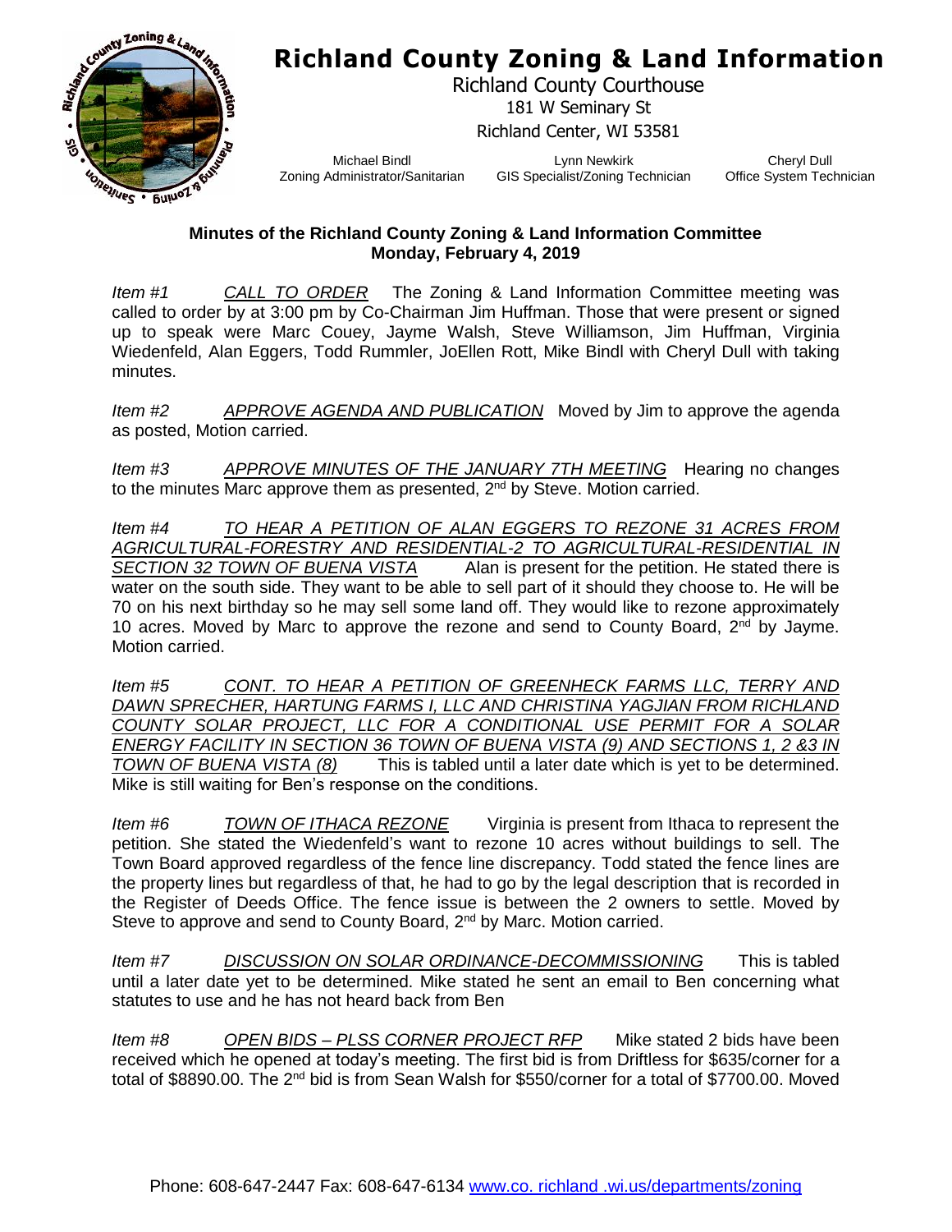# Richland County Zoning & Land Information

Richland County Courthouse
181 W Seminary St
Richland Center, WI 53581

| | | |
|---|---|---|
| Michael Bindl | Lynn Newkirk | Cheryl Dull |
| Zoning Administrator/Sanitarian | GIS Specialist/Zoning Technician | Office System Technician |

**Minutes of the Richland County Zoning & Land Information Committee**
**Monday, February 4, 2019**

*Item #1* *CALL TO ORDER* The Zoning & Land Information Committee meeting was called to order by at 3:00 pm by Co-Chairman Jim Huffman. Those that were present or signed up to speak were Marc Couey, Jayme Walsh, Steve Williamson, Jim Huffman, Virginia Wiedenfeld, Alan Eggers, Todd Rummler, JoEllen Rott, Mike Bindl with Cheryl Dull with taking minutes.

*Item #2* *APPROVE AGENDA AND PUBLICATION* Moved by Jim to approve the agenda as posted, Motion carried.

*Item #3* *APPROVE MINUTES OF THE JANUARY 7TH MEETING* Hearing no changes to the minutes Marc approve them as presented, 2nd by Steve. Motion carried.

*Item #4* *TO HEAR A PETITION OF ALAN EGGERS TO REZONE 31 ACRES FROM AGRICULTURAL-FORESTRY AND RESIDENTIAL-2 TO AGRICULTURAL-RESIDENTIAL IN SECTION 32 TOWN OF BUENA VISTA* Alan is present for the petition. He stated there is water on the south side. They want to be able to sell part of it should they choose to. He will be 70 on his next birthday so he may sell some land off. They would like to rezone approximately 10 acres. Moved by Marc to approve the rezone and send to County Board, 2nd by Jayme. Motion carried.

*Item #5* *CONT. TO HEAR A PETITION OF GREENHECK FARMS LLC, TERRY AND DAWN SPRECHER, HARTUNG FARMS I, LLC AND CHRISTINA YAGJIAN FROM RICHLAND COUNTY SOLAR PROJECT, LLC FOR A CONDITIONAL USE PERMIT FOR A SOLAR ENERGY FACILITY IN SECTION 36 TOWN OF BUENA VISTA (9) AND SECTIONS 1, 2 &3 IN TOWN OF BUENA VISTA (8)* This is tabled until a later date which is yet to be determined. Mike is still waiting for Ben's response on the conditions.

*Item #6* *TOWN OF ITHACA REZONE* Virginia is present from Ithaca to represent the petition. She stated the Wiedenfeld's want to rezone 10 acres without buildings to sell. The Town Board approved regardless of the fence line discrepancy. Todd stated the fence lines are the property lines but regardless of that, he had to go by the legal description that is recorded in the Register of Deeds Office. The fence issue is between the 2 owners to settle. Moved by Steve to approve and send to County Board, 2nd by Marc. Motion carried.

*Item #7* *DISCUSSION ON SOLAR ORDINANCE-DECOMMISSIONING* This is tabled until a later date yet to be determined. Mike stated he sent an email to Ben concerning what statutes to use and he has not heard back from Ben

*Item #8* *OPEN BIDS – PLSS CORNER PROJECT RFP* Mike stated 2 bids have been received which he opened at today's meeting. The first bid is from Driftless for $635/corner for a total of $8890.00. The 2nd bid is from Sean Walsh for $550/corner for a total of $7700.00. Moved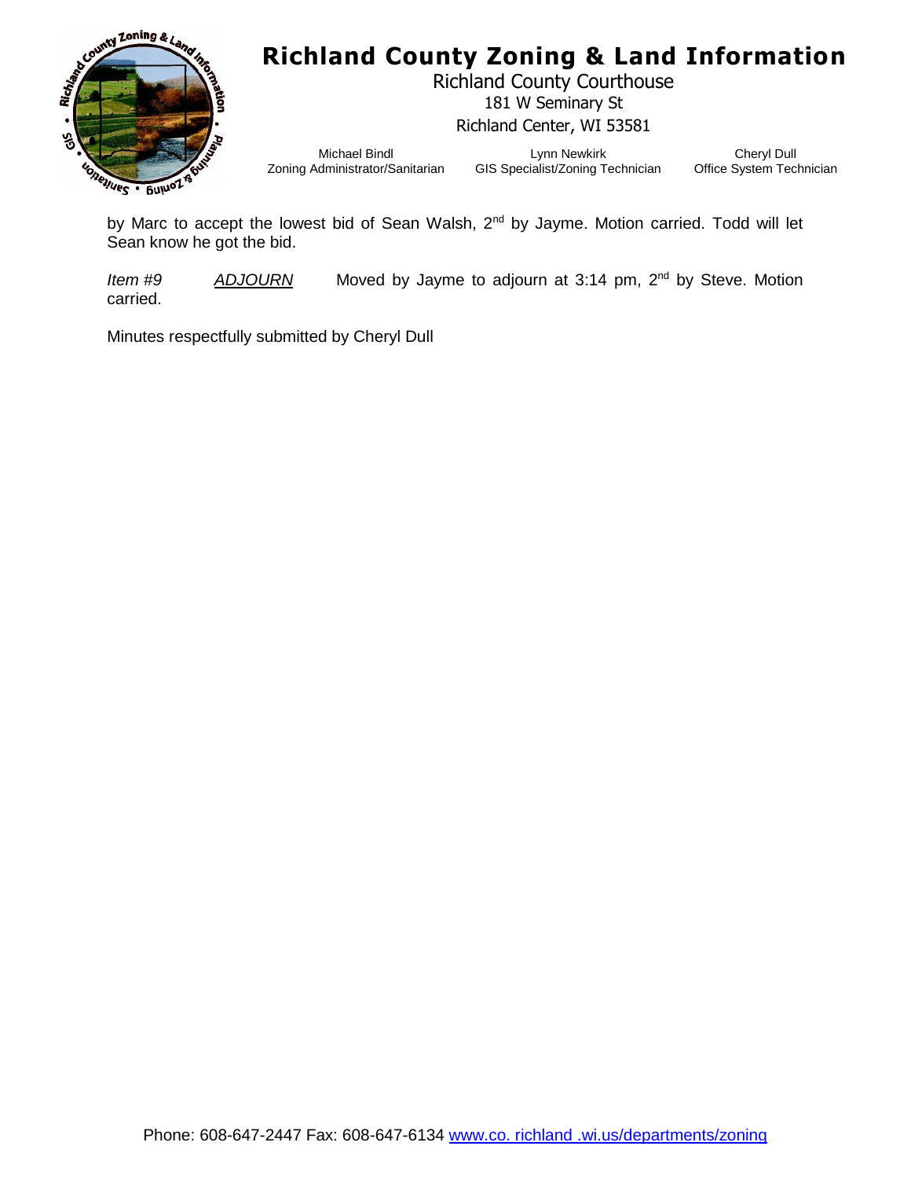# Richland County Zoning & Land Information

Richland County Courthouse
181 W Seminary St
Richland Center, WI 53581

Michael Bindl
Zoning Administrator/Sanitarian

Lynn Newkirk
GIS Specialist/Zoning Technician

Cheryl Dull
Office System Technician

by Marc to accept the lowest bid of Sean Walsh, 2nd by Jayme. Motion carried. Todd will let Sean know he got the bid.

*Item #9* <u>ADJOURN</u> Moved by Jayme to adjourn at 3:14 pm, 2nd by Steve. Motion carried.

Minutes respectfully submitted by Cheryl Dull

Phone: 608-647-2447 Fax: 608-647-6134 www.co. richland .wi.us/departments/zoning